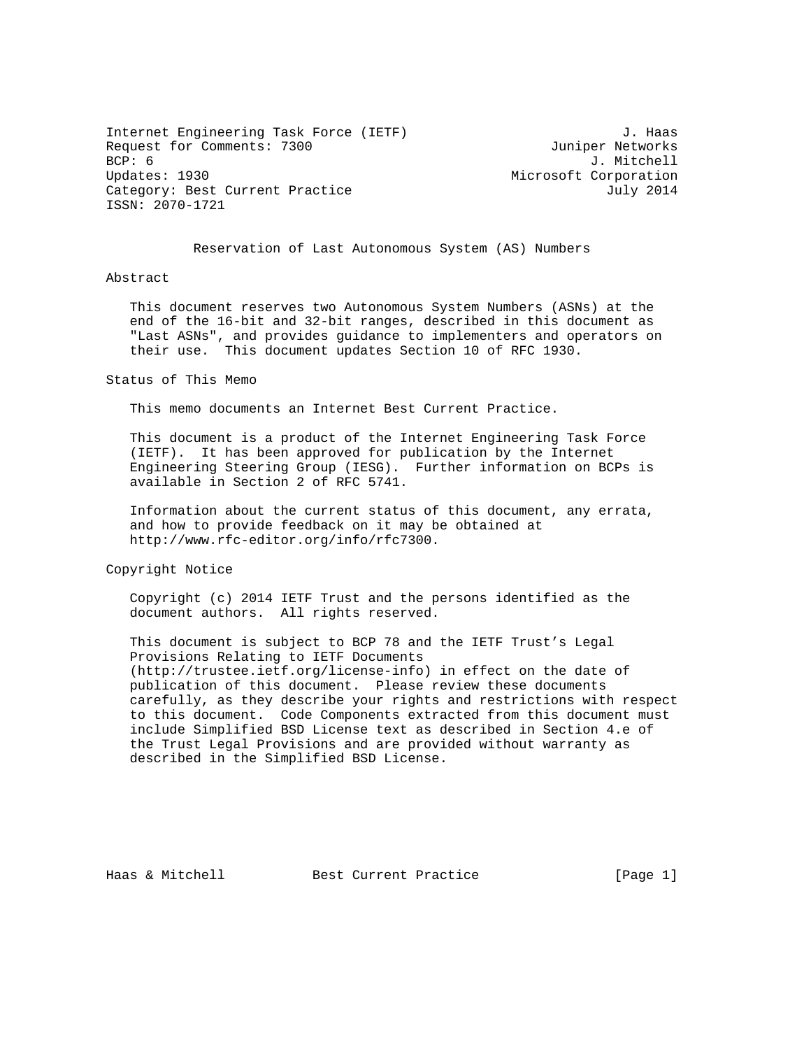Internet Engineering Task Force (IETF) — J. Haas, Juniper Networks
Request for Comments: 7300 — J. Mitchell, Microsoft Corporation
BCP: 6
Updates: 1930
Category: Best Current Practice — July 2014
ISSN: 2070-1721

# Reservation of Last Autonomous System (AS) Numbers

## Abstract

This document reserves two Autonomous System Numbers (ASNs) at the end of the 16-bit and 32-bit ranges, described in this document as "Last ASNs", and provides guidance to implementers and operators on their use. This document updates Section 10 of RFC 1930.

## Status of This Memo

This memo documents an Internet Best Current Practice.

This document is a product of the Internet Engineering Task Force (IETF). It has been approved for publication by the Internet Engineering Steering Group (IESG). Further information on BCPs is available in Section 2 of RFC 5741.

Information about the current status of this document, any errata, and how to provide feedback on it may be obtained at http://www.rfc-editor.org/info/rfc7300.

## Copyright Notice

Copyright (c) 2014 IETF Trust and the persons identified as the document authors. All rights reserved.

This document is subject to BCP 78 and the IETF Trust's Legal Provisions Relating to IETF Documents (http://trustee.ietf.org/license-info) in effect on the date of publication of this document. Please review these documents carefully, as they describe your rights and restrictions with respect to this document. Code Components extracted from this document must include Simplified BSD License text as described in Section 4.e of the Trust Legal Provisions and are provided without warranty as described in the Simplified BSD License.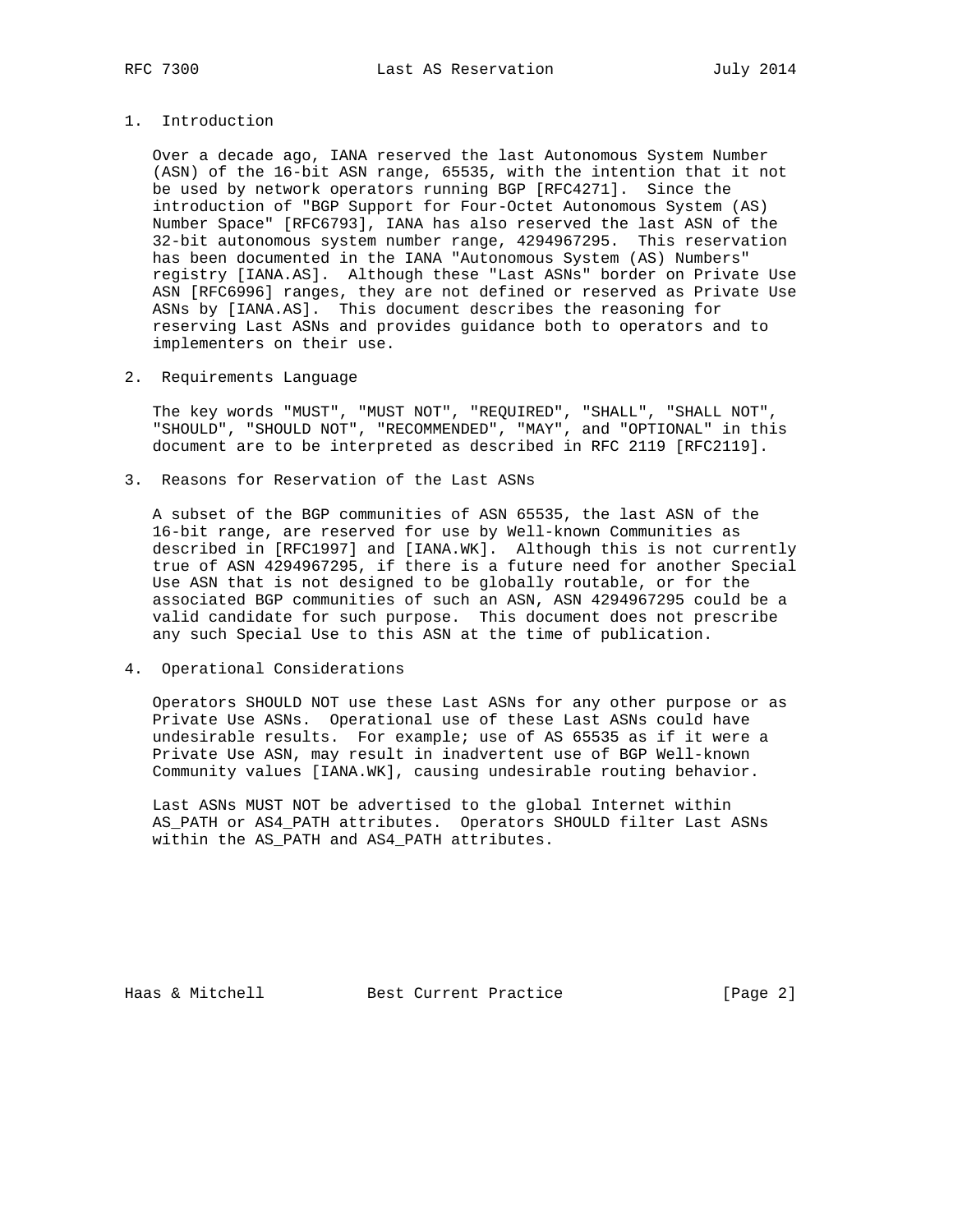## 1. Introduction

Over a decade ago, IANA reserved the last Autonomous System Number (ASN) of the 16-bit ASN range, 65535, with the intention that it not be used by network operators running BGP [RFC4271]. Since the introduction of "BGP Support for Four-Octet Autonomous System (AS) Number Space" [RFC6793], IANA has also reserved the last ASN of the 32-bit autonomous system number range, 4294967295. This reservation has been documented in the IANA "Autonomous System (AS) Numbers" registry [IANA.AS]. Although these "Last ASNs" border on Private Use ASN [RFC6996] ranges, they are not defined or reserved as Private Use ASNs by [IANA.AS]. This document describes the reasoning for reserving Last ASNs and provides guidance both to operators and to implementers on their use.

## 2. Requirements Language

The key words "MUST", "MUST NOT", "REQUIRED", "SHALL", "SHALL NOT", "SHOULD", "SHOULD NOT", "RECOMMENDED", "MAY", and "OPTIONAL" in this document are to be interpreted as described in RFC 2119 [RFC2119].

## 3. Reasons for Reservation of the Last ASNs

A subset of the BGP communities of ASN 65535, the last ASN of the 16-bit range, are reserved for use by Well-known Communities as described in [RFC1997] and [IANA.WK]. Although this is not currently true of ASN 4294967295, if there is a future need for another Special Use ASN that is not designed to be globally routable, or for the associated BGP communities of such an ASN, ASN 4294967295 could be a valid candidate for such purpose. This document does not prescribe any such Special Use to this ASN at the time of publication.

## 4. Operational Considerations

Operators SHOULD NOT use these Last ASNs for any other purpose or as Private Use ASNs. Operational use of these Last ASNs could have undesirable results. For example; use of AS 65535 as if it were a Private Use ASN, may result in inadvertent use of BGP Well-known Community values [IANA.WK], causing undesirable routing behavior.

Last ASNs MUST NOT be advertised to the global Internet within AS_PATH or AS4_PATH attributes. Operators SHOULD filter Last ASNs within the AS_PATH and AS4_PATH attributes.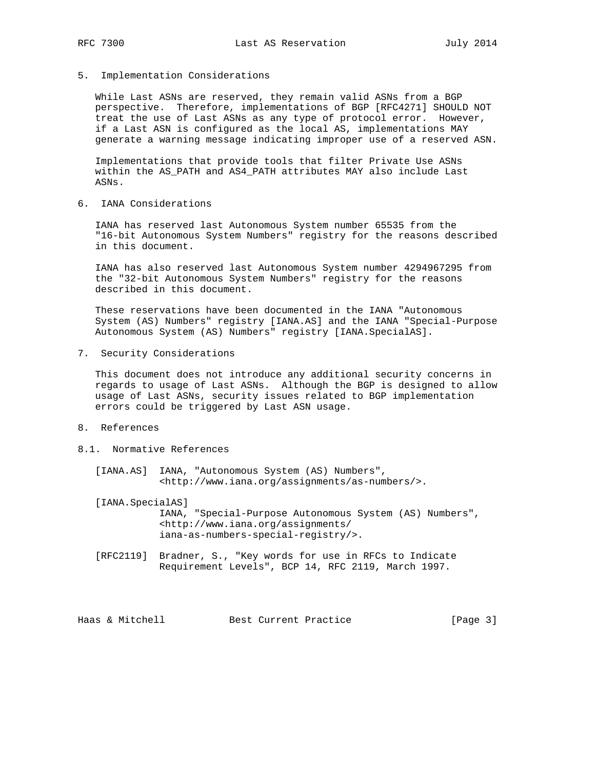## 5. Implementation Considerations

While Last ASNs are reserved, they remain valid ASNs from a BGP perspective. Therefore, implementations of BGP [RFC4271] SHOULD NOT treat the use of Last ASNs as any type of protocol error. However, if a Last ASN is configured as the local AS, implementations MAY generate a warning message indicating improper use of a reserved ASN.

Implementations that provide tools that filter Private Use ASNs within the AS_PATH and AS4_PATH attributes MAY also include Last ASNs.

## 6. IANA Considerations

IANA has reserved last Autonomous System number 65535 from the "16-bit Autonomous System Numbers" registry for the reasons described in this document.

IANA has also reserved last Autonomous System number 4294967295 from the "32-bit Autonomous System Numbers" registry for the reasons described in this document.

These reservations have been documented in the IANA "Autonomous System (AS) Numbers" registry [IANA.AS] and the IANA "Special-Purpose Autonomous System (AS) Numbers" registry [IANA.SpecialAS].

## 7. Security Considerations

This document does not introduce any additional security concerns in regards to usage of Last ASNs. Although the BGP is designed to allow usage of Last ASNs, security issues related to BGP implementation errors could be triggered by Last ASN usage.

## 8. References

### 8.1. Normative References

[IANA.AS] IANA, "Autonomous System (AS) Numbers", <http://www.iana.org/assignments/as-numbers/>.

[IANA.SpecialAS] IANA, "Special-Purpose Autonomous System (AS) Numbers", <http://www.iana.org/assignments/iana-as-numbers-special-registry/>.

[RFC2119] Bradner, S., "Key words for use in RFCs to Indicate Requirement Levels", BCP 14, RFC 2119, March 1997.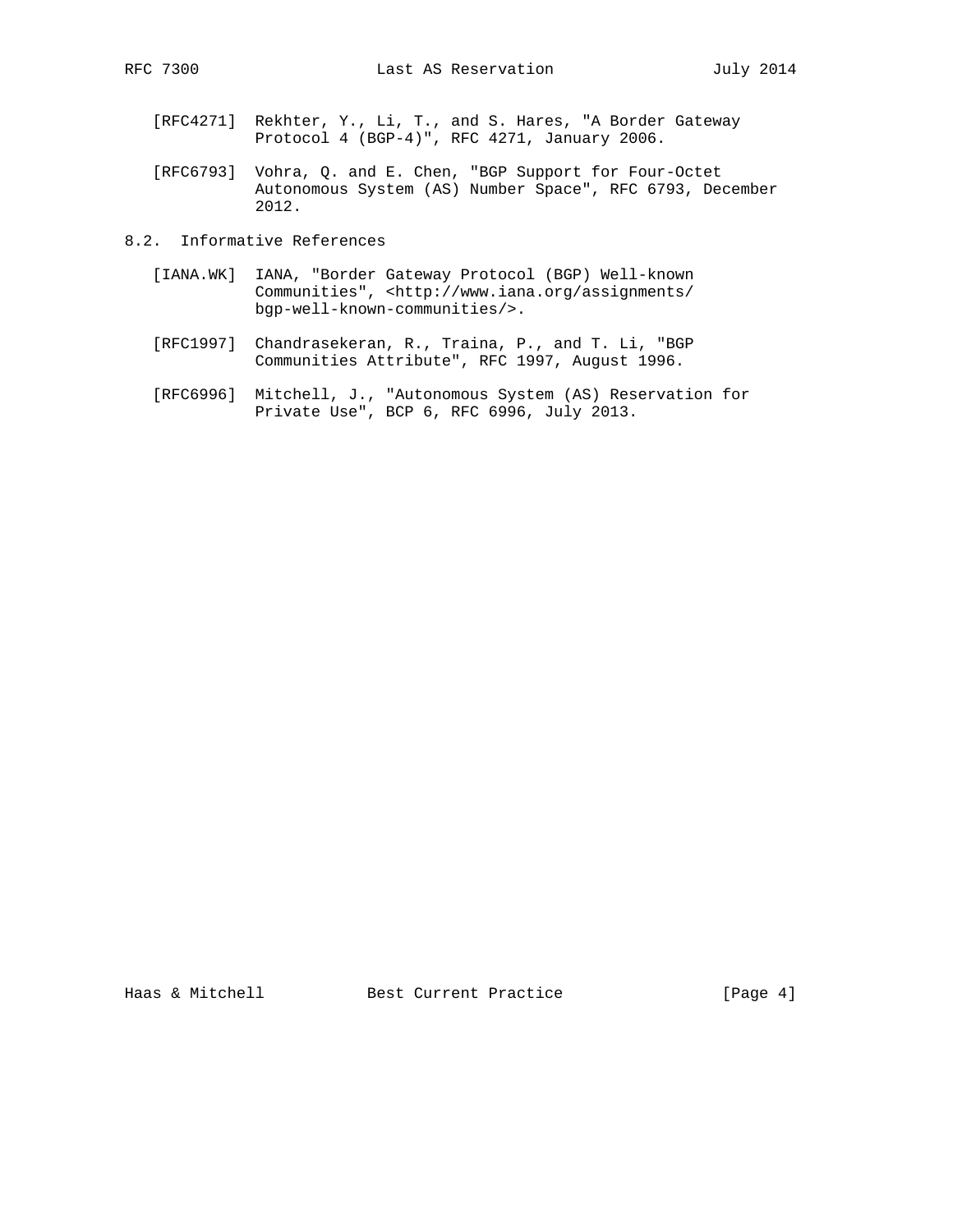[RFC4271] Rekhter, Y., Li, T., and S. Hares, "A Border Gateway Protocol 4 (BGP-4)", RFC 4271, January 2006.

[RFC6793] Vohra, Q. and E. Chen, "BGP Support for Four-Octet Autonomous System (AS) Number Space", RFC 6793, December 2012.

### 8.2. Informative References

[IANA.WK] IANA, "Border Gateway Protocol (BGP) Well-known Communities", <http://www.iana.org/assignments/bgp-well-known-communities/>.

[RFC1997] Chandrasekeran, R., Traina, P., and T. Li, "BGP Communities Attribute", RFC 1997, August 1996.

[RFC6996] Mitchell, J., "Autonomous System (AS) Reservation for Private Use", BCP 6, RFC 6996, July 2013.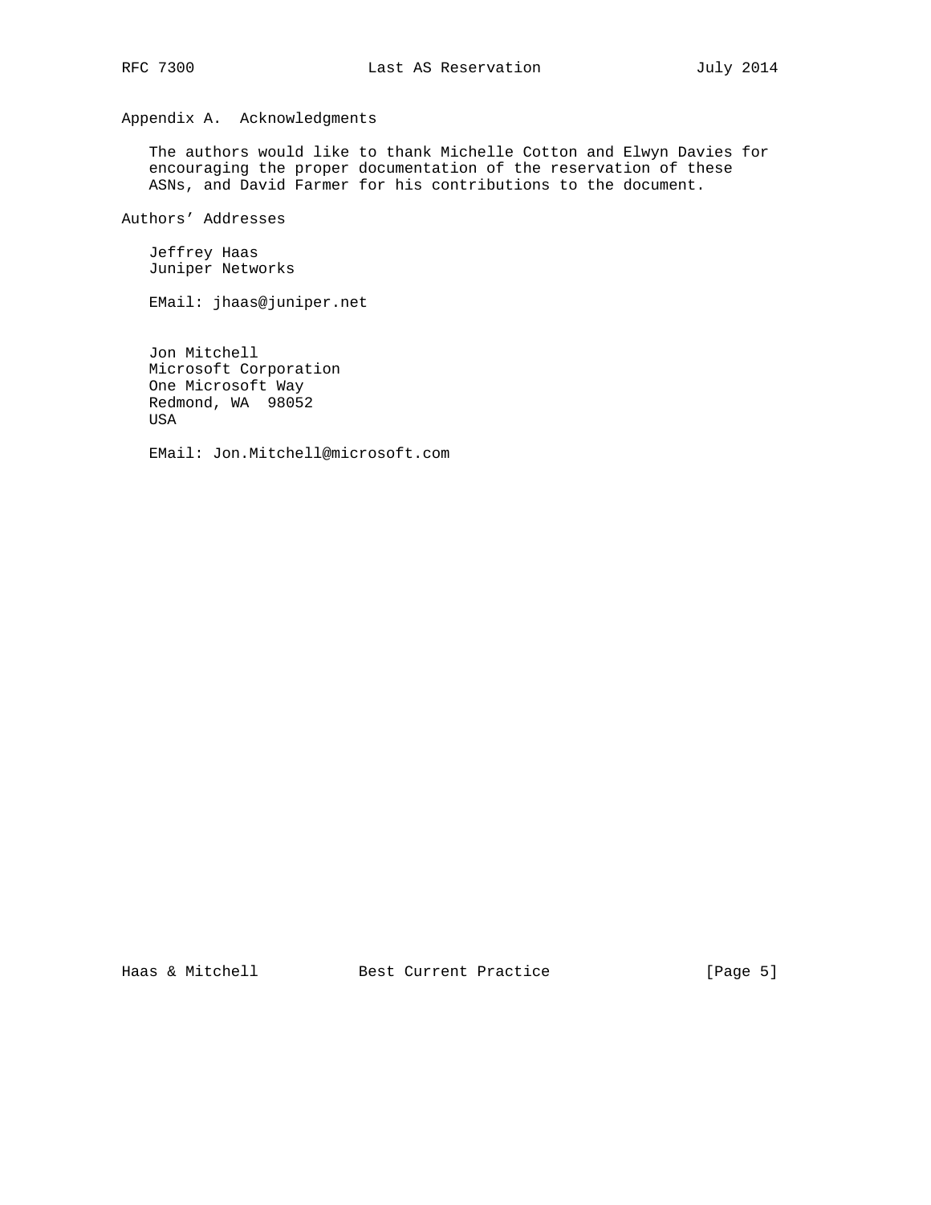## Appendix A.  Acknowledgments

The authors would like to thank Michelle Cotton and Elwyn Davies for encouraging the proper documentation of the reservation of these ASNs, and David Farmer for his contributions to the document.

## Authors' Addresses

Jeffrey Haas
Juniper Networks

EMail: jhaas@juniper.net

Jon Mitchell
Microsoft Corporation
One Microsoft Way
Redmond, WA  98052
USA

EMail: Jon.Mitchell@microsoft.com